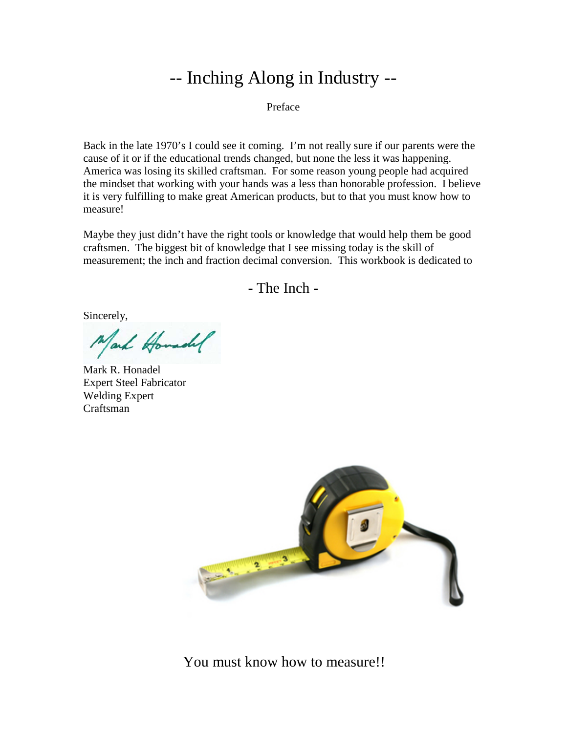# -- Inching Along in Industry --

Preface

Back in the late 1970's I could see it coming. I'm not really sure if our parents were the cause of it or if the educational trends changed, but none the less it was happening. America was losing its skilled craftsman. For some reason young people had acquired the mindset that working with your hands was a less than honorable profession. I believe it is very fulfilling to make great American products, but to that you must know how to measure!

Maybe they just didn't have the right tools or knowledge that would help them be good craftsmen. The biggest bit of knowledge that I see missing today is the skill of measurement; the inch and fraction decimal conversion. This workbook is dedicated to

## - The Inch -

Sincerely,

Mark R. Honadel
Expert Steel Fabricator
Welding Expert
Craftsman

You must know how to measure!!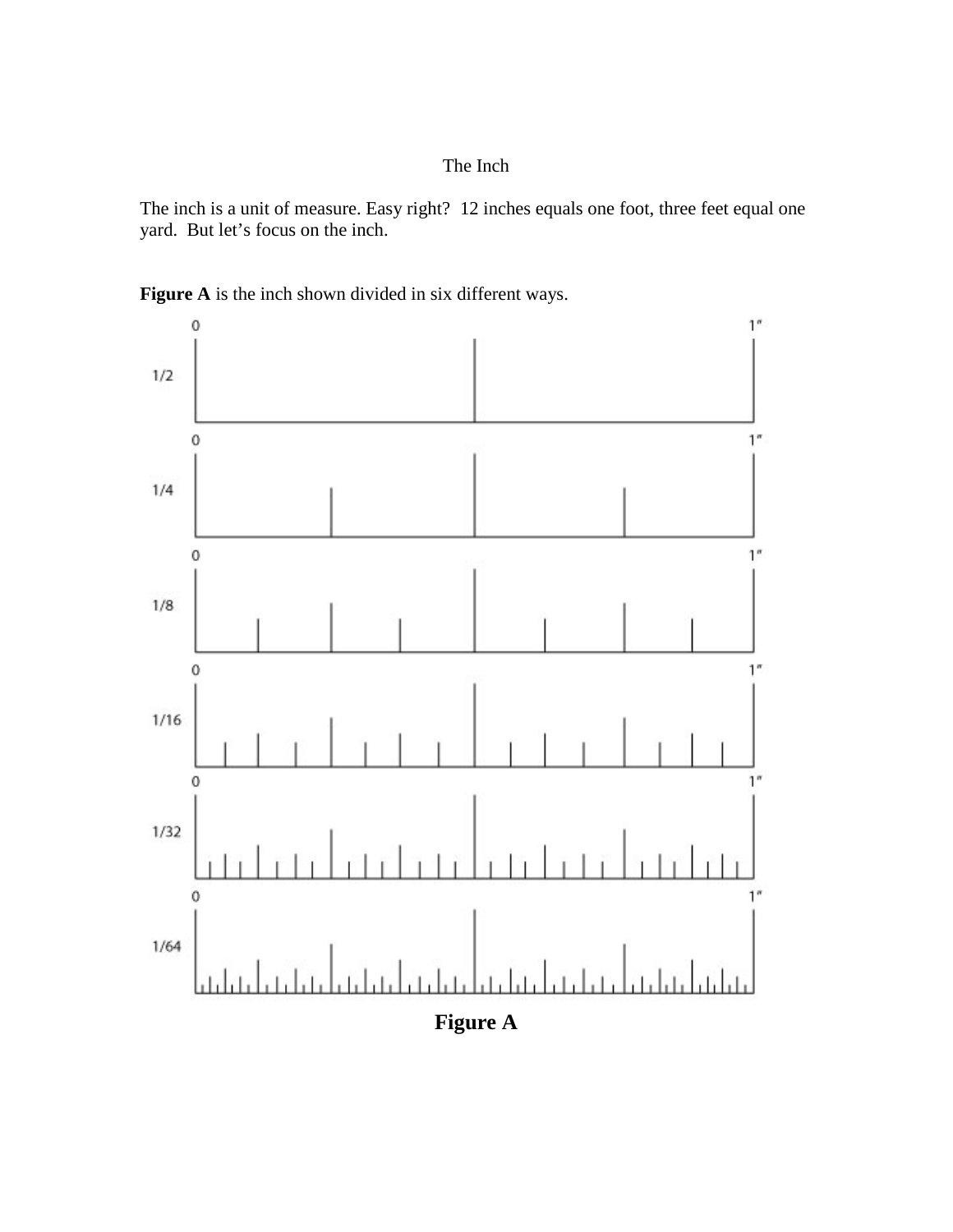The Inch

The inch is a unit of measure. Easy right? 12 inches equals one foot, three feet equal one yard. But let's focus on the inch.

**Figure A** is the inch shown divided in six different ways.

**Figure A**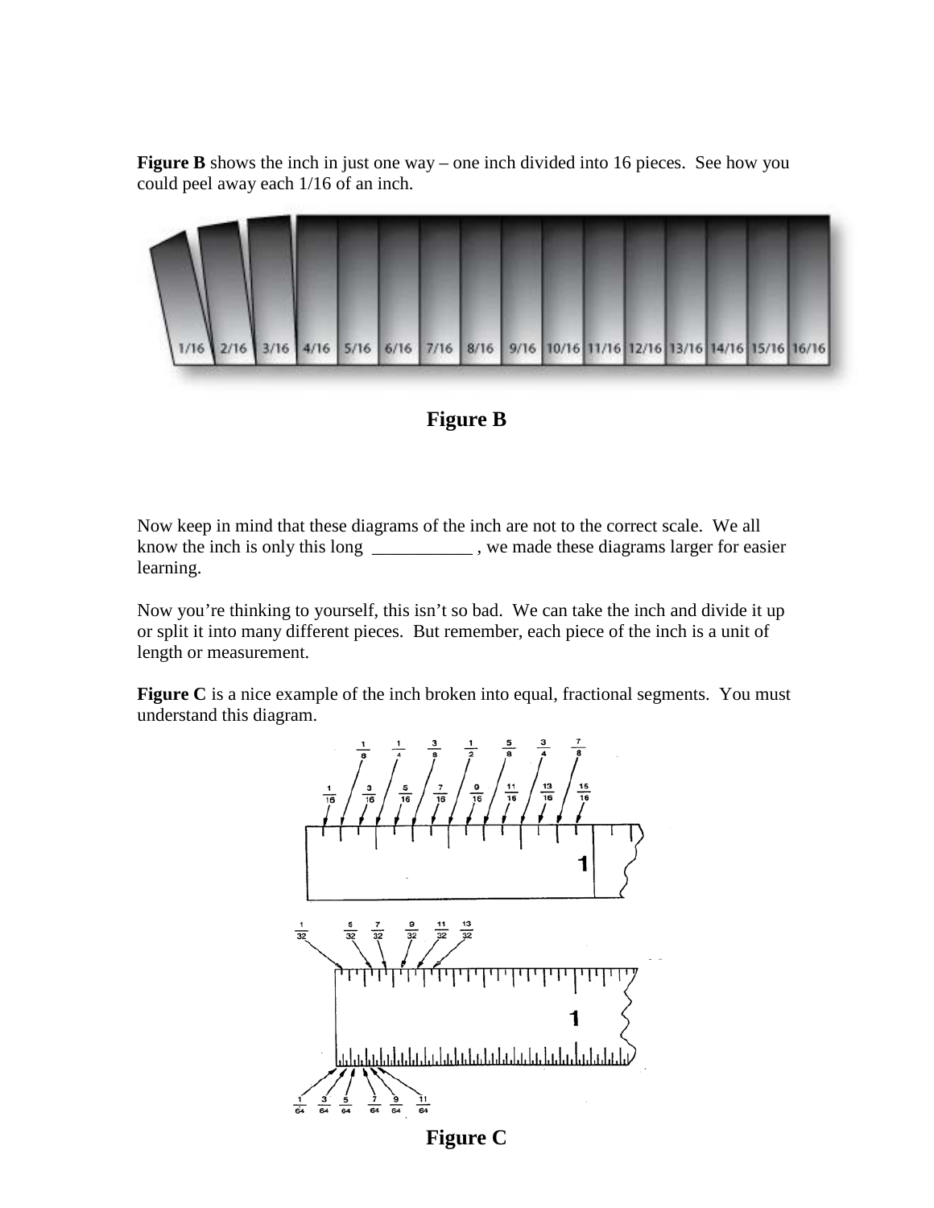**Figure B** shows the inch in just one way – one inch divided into 16 pieces. See how you could peel away each 1/16 of an inch.

**Figure B**

Now keep in mind that these diagrams of the inch are not to the correct scale. We all know the inch is only this long ___________ , we made these diagrams larger for easier learning.

Now you're thinking to yourself, this isn't so bad. We can take the inch and divide it up or split it into many different pieces. But remember, each piece of the inch is a unit of length or measurement.

**Figure C** is a nice example of the inch broken into equal, fractional segments. You must understand this diagram.

**Figure C**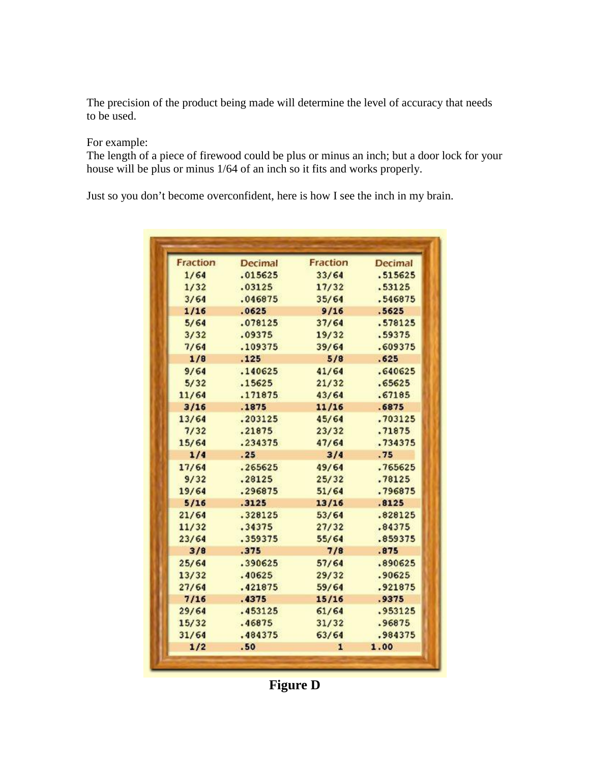The precision of the product being made will determine the level of accuracy that needs to be used.

For example:
The length of a piece of firewood could be plus or minus an inch; but a door lock for your house will be plus or minus 1/64 of an inch so it fits and works properly.

Just so you don't become overconfident, here is how I see the inch in my brain.

| Fraction | Decimal | Fraction | Decimal |
|---|---|---|---|
| 1/64 | .015625 | 33/64 | .515625 |
| 1/32 | .03125 | 17/32 | .53125 |
| 3/64 | .046875 | 35/64 | .546875 |
| **1/16** | **.0625** | **9/16** | **.5625** |
| 5/64 | .078125 | 37/64 | .578125 |
| 3/32 | .09375 | 19/32 | .59375 |
| 7/64 | .109375 | 39/64 | .609375 |
| **1/8** | **.125** | **5/8** | **.625** |
| 9/64 | .140625 | 41/64 | .640625 |
| 5/32 | .15625 | 21/32 | .65625 |
| 11/64 | .171875 | 43/64 | .67185 |
| **3/16** | **.1875** | **11/16** | **.6875** |
| 13/64 | .203125 | 45/64 | .703125 |
| 7/32 | .21875 | 23/32 | .71875 |
| 15/64 | .234375 | 47/64 | .734375 |
| **1/4** | **.25** | **3/4** | **.75** |
| 17/64 | .265625 | 49/64 | .765625 |
| 9/32 | .28125 | 25/32 | .78125 |
| 19/64 | .296875 | 51/64 | .796875 |
| **5/16** | **.3125** | **13/16** | **.8125** |
| 21/64 | .328125 | 53/64 | .828125 |
| 11/32 | .34375 | 27/32 | .84375 |
| 23/64 | .359375 | 55/64 | .859375 |
| **3/8** | **.375** | **7/8** | **.875** |
| 25/64 | .390625 | 57/64 | .890625 |
| 13/32 | .40625 | 29/32 | .90625 |
| 27/64 | .421875 | 59/64 | .921875 |
| **7/16** | **.4375** | **15/16** | **.9375** |
| 29/64 | .453125 | 61/64 | .953125 |
| 15/32 | .46875 | 31/32 | .96875 |
| 31/64 | .484375 | 63/64 | .984375 |
| **1/2** | **.50** | **1** | **1.00** |

**Figure D**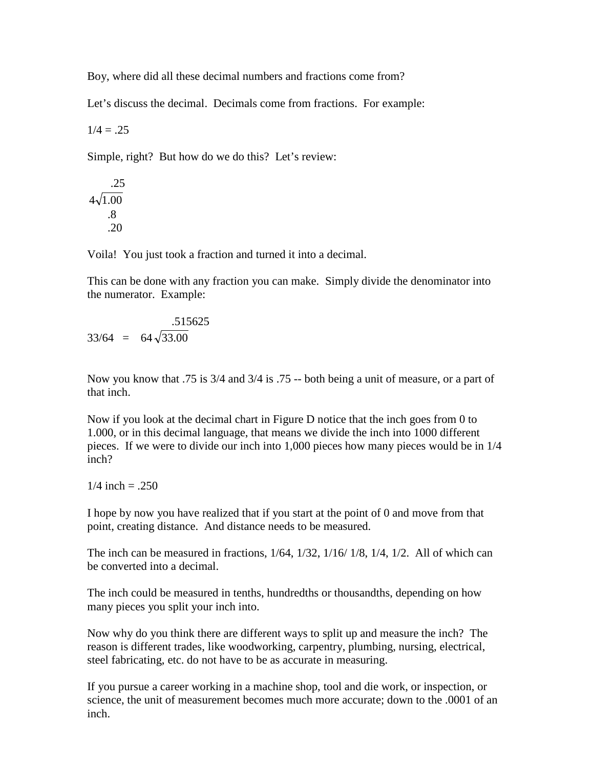Boy, where did all these decimal numbers and fractions come from?

Let's discuss the decimal. Decimals come from fractions. For example:

1/4 = .25

Simple, right? But how do we do this? Let's review:

```
    .25
4√1.00
   .8
   .20
```

Voila! You just took a fraction and turned it into a decimal.

This can be done with any fraction you can make. Simply divide the denominator into the numerator. Example:

```
                 .515625
33/64   =   64√33.00
```

Now you know that .75 is 3/4 and 3/4 is .75 -- both being a unit of measure, or a part of that inch.

Now if you look at the decimal chart in Figure D notice that the inch goes from 0 to 1.000, or in this decimal language, that means we divide the inch into 1000 different pieces. If we were to divide our inch into 1,000 pieces how many pieces would be in 1/4 inch?

1/4 inch = .250

I hope by now you have realized that if you start at the point of 0 and move from that point, creating distance. And distance needs to be measured.

The inch can be measured in fractions, 1/64, 1/32, 1/16/ 1/8, 1/4, 1/2. All of which can be converted into a decimal.

The inch could be measured in tenths, hundredths or thousandths, depending on how many pieces you split your inch into.

Now why do you think there are different ways to split up and measure the inch? The reason is different trades, like woodworking, carpentry, plumbing, nursing, electrical, steel fabricating, etc. do not have to be as accurate in measuring.

If you pursue a career working in a machine shop, tool and die work, or inspection, or science, the unit of measurement becomes much more accurate; down to the .0001 of an inch.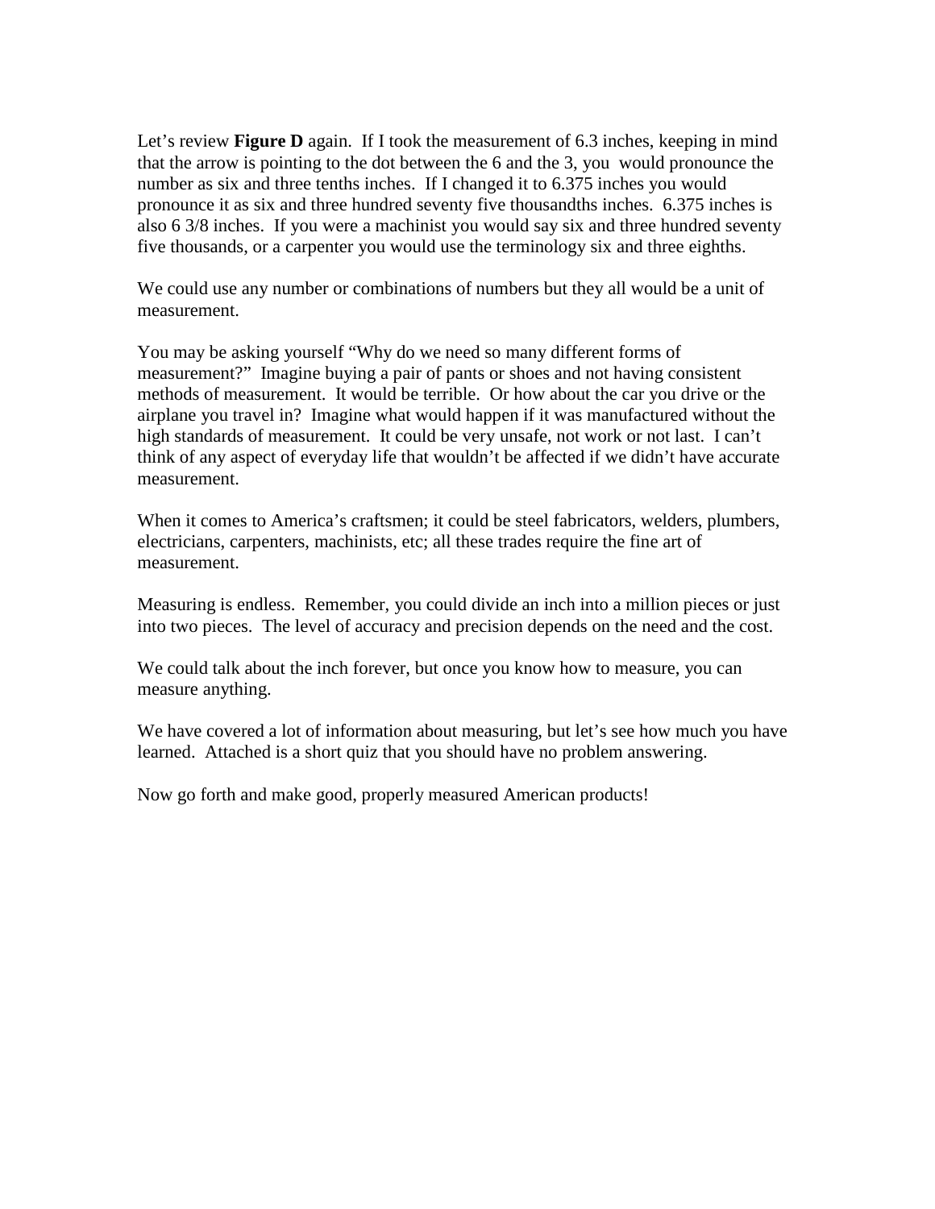Let's review **Figure D** again. If I took the measurement of 6.3 inches, keeping in mind that the arrow is pointing to the dot between the 6 and the 3, you would pronounce the number as six and three tenths inches. If I changed it to 6.375 inches you would pronounce it as six and three hundred seventy five thousandths inches. 6.375 inches is also 6 3/8 inches. If you were a machinist you would say six and three hundred seventy five thousands, or a carpenter you would use the terminology six and three eighths.

We could use any number or combinations of numbers but they all would be a unit of measurement.

You may be asking yourself "Why do we need so many different forms of measurement?" Imagine buying a pair of pants or shoes and not having consistent methods of measurement. It would be terrible. Or how about the car you drive or the airplane you travel in? Imagine what would happen if it was manufactured without the high standards of measurement. It could be very unsafe, not work or not last. I can't think of any aspect of everyday life that wouldn't be affected if we didn't have accurate measurement.

When it comes to America's craftsmen; it could be steel fabricators, welders, plumbers, electricians, carpenters, machinists, etc; all these trades require the fine art of measurement.

Measuring is endless. Remember, you could divide an inch into a million pieces or just into two pieces. The level of accuracy and precision depends on the need and the cost.

We could talk about the inch forever, but once you know how to measure, you can measure anything.

We have covered a lot of information about measuring, but let's see how much you have learned. Attached is a short quiz that you should have no problem answering.

Now go forth and make good, properly measured American products!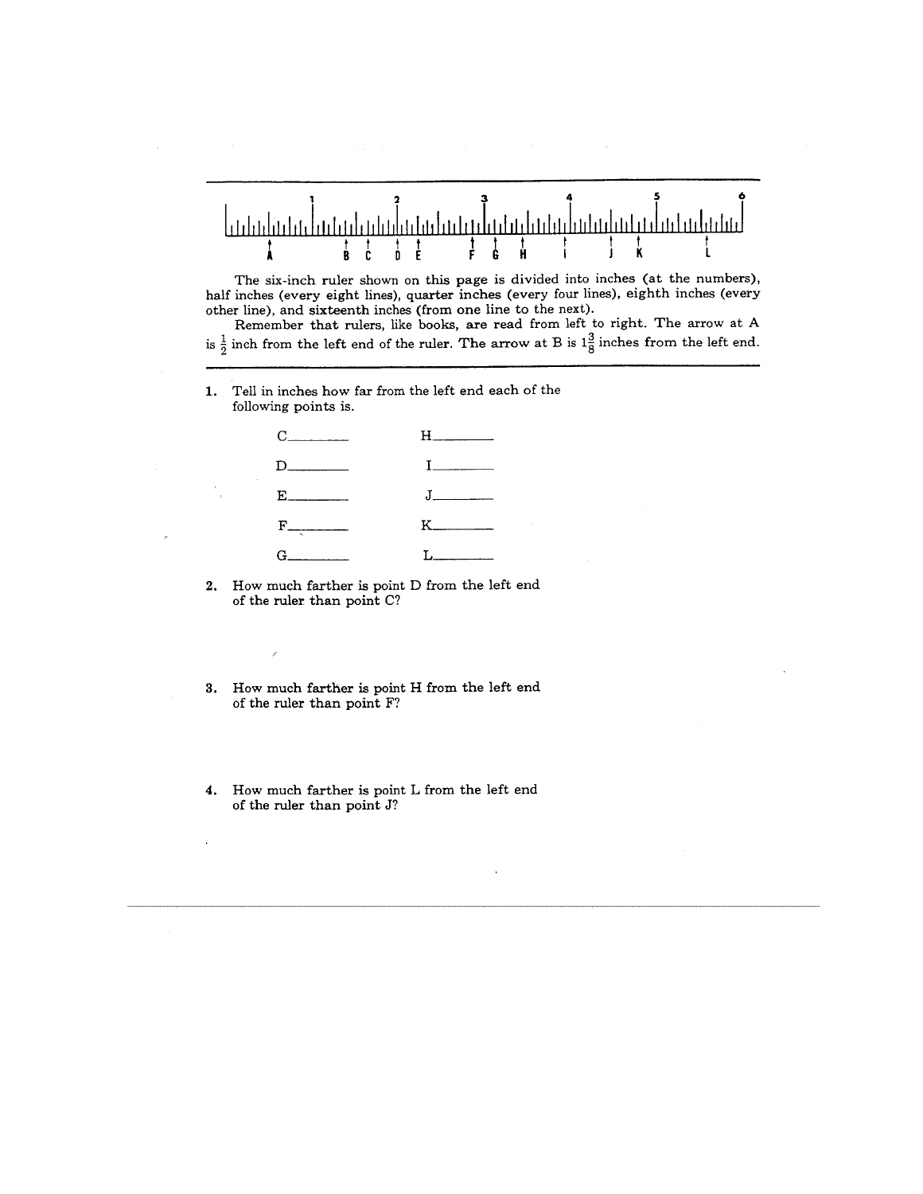1 2 3 4 5 6

A B C D E F G H I J K L

The six-inch ruler shown on this page is divided into inches (at the numbers), half inches (every eight lines), quarter inches (every four lines), eighth inches (every other line), and **sixteenth** inches (from one line to the next).

Remember that rulers, like books, are read from left to right. The arrow at A is $\frac{1}{2}$ inch from the left end of the ruler. The arrow at B is $1\frac{3}{8}$ inches from the left end.

---

1. Tell in inches how far from the left end each of the following points is.

   C________ H________

   D________ I________

   E________ J________

   F________ K________

   G________ L________

2. How much farther is point D from the left end of the ruler than point C?

3. How much farther is point H from the left end of the ruler than point F?

4. How much farther is point L from the left end of the ruler than point J?